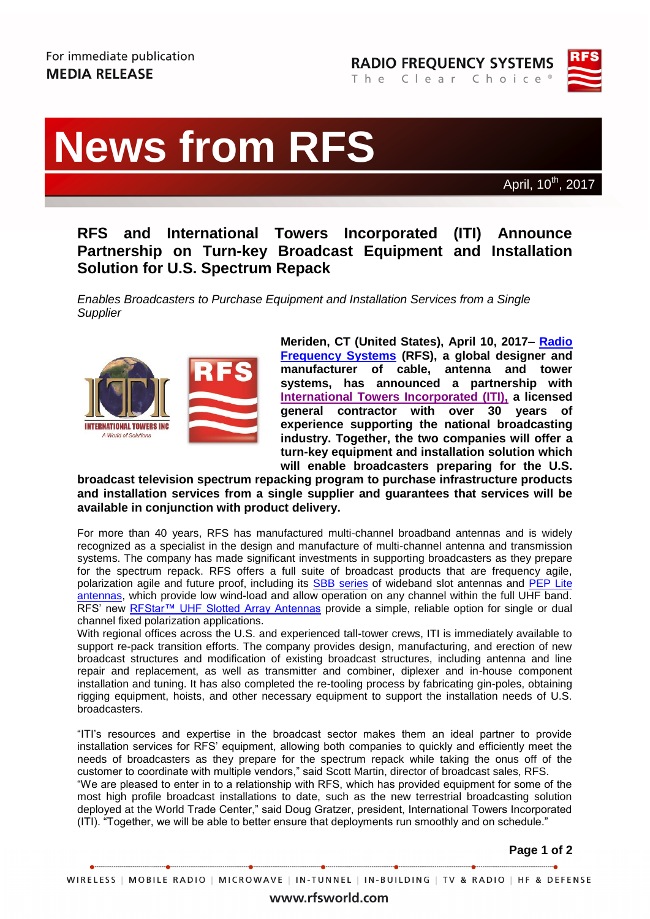For immediate publication
**MEDIA RELEASE**

# News from RFS

April, 10th, 2017

## RFS and International Towers Incorporated (ITI) Announce Partnership on Turn-key Broadcast Equipment and Installation Solution for U.S. Spectrum Repack

*Enables Broadcasters to Purchase Equipment and Installation Services from a Single Supplier*

**Meriden, CT (United States), April 10, 2017– Radio Frequency Systems (RFS), a global designer and manufacturer of cable, antenna and tower systems, has announced a partnership with International Towers Incorporated (ITI), a licensed general contractor with over 30 years of experience supporting the national broadcasting industry. Together, the two companies will offer a turn-key equipment and installation solution which will enable broadcasters preparing for the U.S. broadcast television spectrum repacking program to purchase infrastructure products and installation services from a single supplier and guarantees that services will be available in conjunction with product delivery.**

For more than 40 years, RFS has manufactured multi-channel broadband antennas and is widely recognized as a specialist in the design and manufacture of multi-channel antenna and transmission systems. The company has made significant investments in supporting broadcasters as they prepare for the spectrum repack. RFS offers a full suite of broadcast products that are frequency agile, polarization agile and future proof, including its SBB series of wideband slot antennas and PEP Lite antennas, which provide low wind-load and allow operation on any channel within the full UHF band. RFS' new RFStar™ UHF Slotted Array Antennas provide a simple, reliable option for single or dual channel fixed polarization applications.

With regional offices across the U.S. and experienced tall-tower crews, ITI is immediately available to support re-pack transition efforts. The company provides design, manufacturing, and erection of new broadcast structures and modification of existing broadcast structures, including antenna and line repair and replacement, as well as transmitter and combiner, diplexer and in-house component installation and tuning. It has also completed the re-tooling process by fabricating gin-poles, obtaining rigging equipment, hoists, and other necessary equipment to support the installation needs of U.S. broadcasters.

"ITI's resources and expertise in the broadcast sector makes them an ideal partner to provide installation services for RFS' equipment, allowing both companies to quickly and efficiently meet the needs of broadcasters as they prepare for the spectrum repack while taking the onus off of the customer to coordinate with multiple vendors," said Scott Martin, director of broadcast sales, RFS.

"We are pleased to enter in to a relationship with RFS, which has provided equipment for some of the most high profile broadcast installations to date, such as the new terrestrial broadcasting solution deployed at the World Trade Center," said Doug Gratzer, president, International Towers Incorporated (ITI). "Together, we will be able to better ensure that deployments run smoothly and on schedule."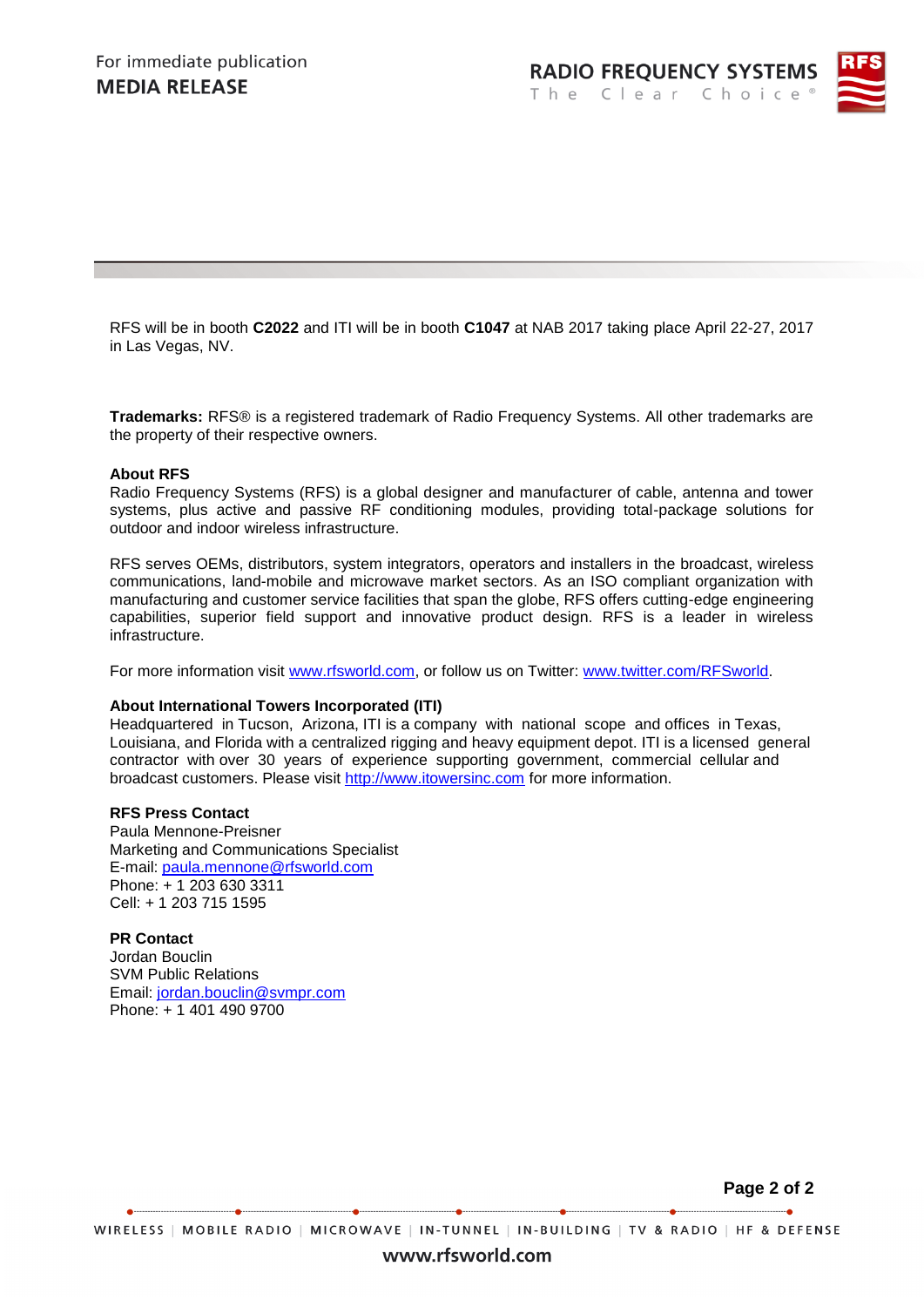RFS will be in booth **C2022** and ITI will be in booth **C1047** at NAB 2017 taking place April 22-27, 2017 in Las Vegas, NV.

**Trademarks:** RFS® is a registered trademark of Radio Frequency Systems. All other trademarks are the property of their respective owners.

**About RFS**

Radio Frequency Systems (RFS) is a global designer and manufacturer of cable, antenna and tower systems, plus active and passive RF conditioning modules, providing total-package solutions for outdoor and indoor wireless infrastructure.

RFS serves OEMs, distributors, system integrators, operators and installers in the broadcast, wireless communications, land-mobile and microwave market sectors. As an ISO compliant organization with manufacturing and customer service facilities that span the globe, RFS offers cutting-edge engineering capabilities, superior field support and innovative product design. RFS is a leader in wireless infrastructure.

For more information visit www.rfsworld.com, or follow us on Twitter: www.twitter.com/RFSworld.

**About International Towers Incorporated (ITI)**

Headquartered in Tucson, Arizona, ITI is a company with national scope and offices in Texas, Louisiana, and Florida with a centralized rigging and heavy equipment depot. ITI is a licensed general contractor with over 30 years of experience supporting government, commercial cellular and broadcast customers. Please visit http://www.itowersinc.com for more information.

**RFS Press Contact**

Paula Mennone-Preisner
Marketing and Communications Specialist
E-mail: paula.mennone@rfsworld.com
Phone: + 1 203 630 3311
Cell: + 1 203 715 1595

**PR Contact**

Jordan Bouclin
SVM Public Relations
Email: jordan.bouclin@svmpr.com
Phone: + 1 401 490 9700